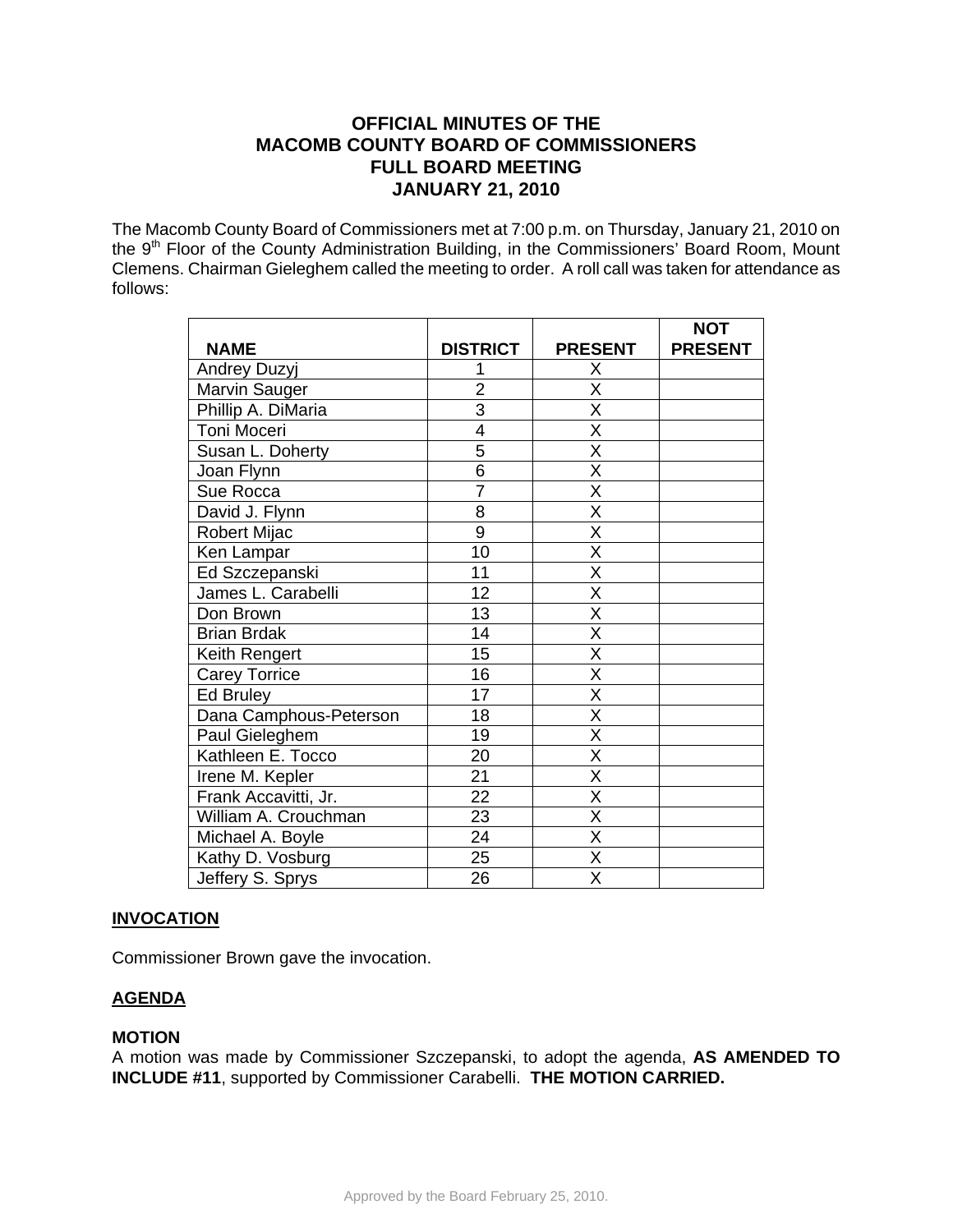# OFFICIAL MINUTES OF THE MACOMB COUNTY BOARD OF COMMISSIONERS FULL BOARD MEETING JANUARY 21, 2010

The Macomb County Board of Commissioners met at 7:00 p.m. on Thursday, January 21, 2010 on the 9th Floor of the County Administration Building, in the Commissioners' Board Room, Mount Clemens. Chairman Gieleghem called the meeting to order. A roll call was taken for attendance as follows:

| NAME | DISTRICT | PRESENT | NOT PRESENT |
|---|---|---|---|
| Andrey Duzyj | 1 | X | |
| Marvin Sauger | 2 | X | |
| Phillip A. DiMaria | 3 | X | |
| Toni Moceri | 4 | X | |
| Susan L. Doherty | 5 | X | |
| Joan Flynn | 6 | X | |
| Sue Rocca | 7 | X | |
| David J. Flynn | 8 | X | |
| Robert Mijac | 9 | X | |
| Ken Lampar | 10 | X | |
| Ed Szczepanski | 11 | X | |
| James L. Carabelli | 12 | X | |
| Don Brown | 13 | X | |
| Brian Brdak | 14 | X | |
| Keith Rengert | 15 | X | |
| Carey Torrice | 16 | X | |
| Ed Bruley | 17 | X | |
| Dana Camphous-Peterson | 18 | X | |
| Paul Gieleghem | 19 | X | |
| Kathleen E. Tocco | 20 | X | |
| Irene M. Kepler | 21 | X | |
| Frank Accavitti, Jr. | 22 | X | |
| William A. Crouchman | 23 | X | |
| Michael A. Boyle | 24 | X | |
| Kathy D. Vosburg | 25 | X | |
| Jeffery S. Sprys | 26 | X | |

## INVOCATION

Commissioner Brown gave the invocation.

## AGENDA

**MOTION**

A motion was made by Commissioner Szczepanski, to adopt the agenda, **AS AMENDED TO INCLUDE #11**, supported by Commissioner Carabelli. **THE MOTION CARRIED.**

Approved by the Board February 25, 2010.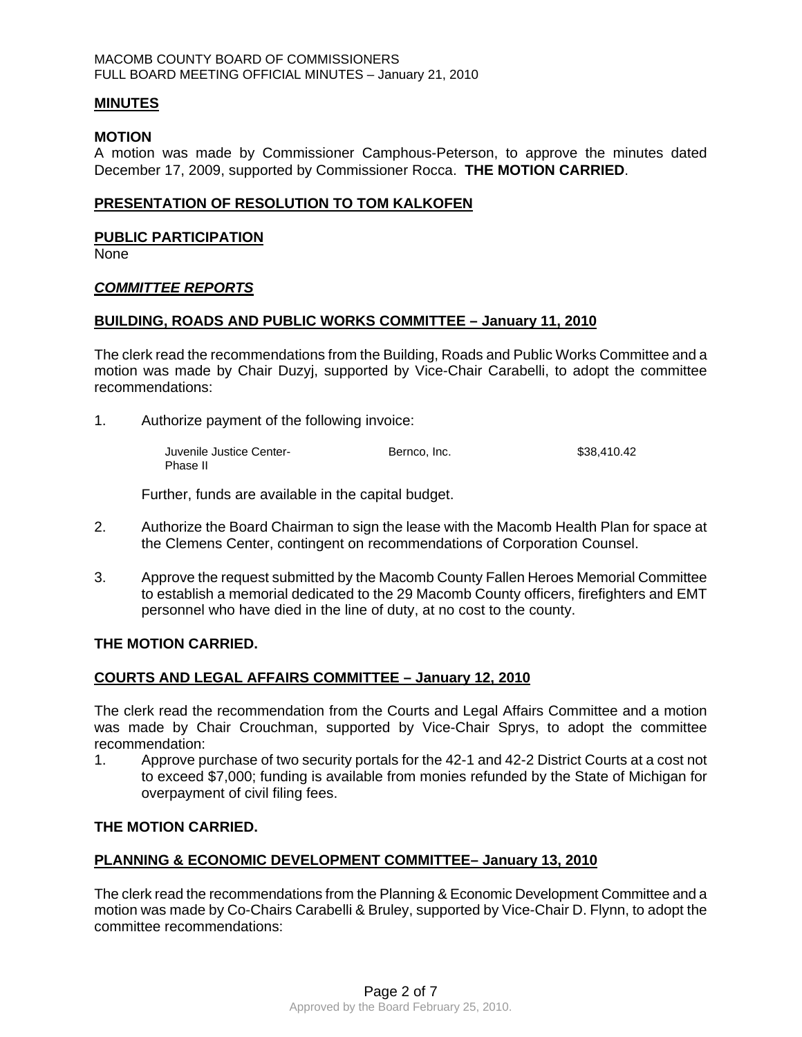**MINUTES**

**MOTION**

A motion was made by Commissioner Camphous-Peterson, to approve the minutes dated December 17, 2009, supported by Commissioner Rocca. **THE MOTION CARRIED**.

**PRESENTATION OF RESOLUTION TO TOM KALKOFEN**

**PUBLIC PARTICIPATION**

None

***COMMITTEE REPORTS***

**BUILDING, ROADS AND PUBLIC WORKS COMMITTEE – January 11, 2010**

The clerk read the recommendations from the Building, Roads and Public Works Committee and a motion was made by Chair Duzyj, supported by Vice-Chair Carabelli, to adopt the committee recommendations:

1. Authorize payment of the following invoice:

   | | | |
   |---|---|---|
   | Juvenile Justice Center-Phase II | Bernco, Inc. | $38,410.42 |

   Further, funds are available in the capital budget.

2. Authorize the Board Chairman to sign the lease with the Macomb Health Plan for space at the Clemens Center, contingent on recommendations of Corporation Counsel.

3. Approve the request submitted by the Macomb County Fallen Heroes Memorial Committee to establish a memorial dedicated to the 29 Macomb County officers, firefighters and EMT personnel who have died in the line of duty, at no cost to the county.

**THE MOTION CARRIED.**

**COURTS AND LEGAL AFFAIRS COMMITTEE – January 12, 2010**

The clerk read the recommendation from the Courts and Legal Affairs Committee and a motion was made by Chair Crouchman, supported by Vice-Chair Sprys, to adopt the committee recommendation:

1. Approve purchase of two security portals for the 42-1 and 42-2 District Courts at a cost not to exceed $7,000; funding is available from monies refunded by the State of Michigan for overpayment of civil filing fees.

**THE MOTION CARRIED.**

**PLANNING & ECONOMIC DEVELOPMENT COMMITTEE– January 13, 2010**

The clerk read the recommendations from the Planning & Economic Development Committee and a motion was made by Co-Chairs Carabelli & Bruley, supported by Vice-Chair D. Flynn, to adopt the committee recommendations:

Approved by the Board February 25, 2010.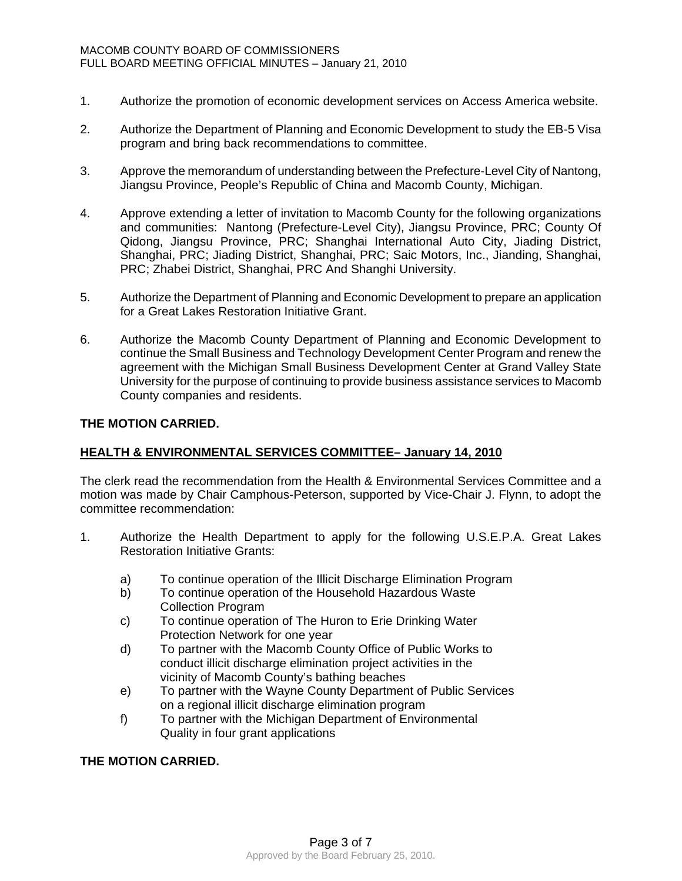1. Authorize the promotion of economic development services on Access America website.

2. Authorize the Department of Planning and Economic Development to study the EB-5 Visa program and bring back recommendations to committee.

3. Approve the memorandum of understanding between the Prefecture-Level City of Nantong, Jiangsu Province, People's Republic of China and Macomb County, Michigan.

4. Approve extending a letter of invitation to Macomb County for the following organizations and communities: Nantong (Prefecture-Level City), Jiangsu Province, PRC; County Of Qidong, Jiangsu Province, PRC; Shanghai International Auto City, Jiading District, Shanghai, PRC; Jiading District, Shanghai, PRC; Saic Motors, Inc., Jianding, Shanghai, PRC; Zhabei District, Shanghai, PRC And Shanghi University.

5. Authorize the Department of Planning and Economic Development to prepare an application for a Great Lakes Restoration Initiative Grant.

6. Authorize the Macomb County Department of Planning and Economic Development to continue the Small Business and Technology Development Center Program and renew the agreement with the Michigan Small Business Development Center at Grand Valley State University for the purpose of continuing to provide business assistance services to Macomb County companies and residents.

**THE MOTION CARRIED.**

**HEALTH & ENVIRONMENTAL SERVICES COMMITTEE– January 14, 2010**

The clerk read the recommendation from the Health & Environmental Services Committee and a motion was made by Chair Camphous-Peterson, supported by Vice-Chair J. Flynn, to adopt the committee recommendation:

1. Authorize the Health Department to apply for the following U.S.E.P.A. Great Lakes Restoration Initiative Grants:

   a) To continue operation of the Illicit Discharge Elimination Program
   b) To continue operation of the Household Hazardous Waste Collection Program
   c) To continue operation of The Huron to Erie Drinking Water Protection Network for one year
   d) To partner with the Macomb County Office of Public Works to conduct illicit discharge elimination project activities in the vicinity of Macomb County's bathing beaches
   e) To partner with the Wayne County Department of Public Services on a regional illicit discharge elimination program
   f) To partner with the Michigan Department of Environmental Quality in four grant applications

**THE MOTION CARRIED.**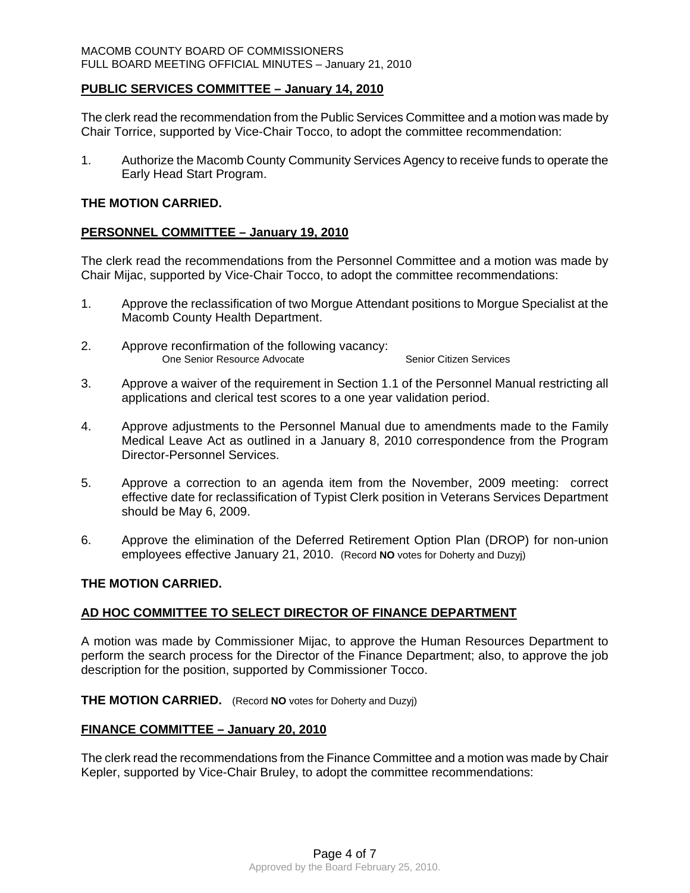#### PUBLIC SERVICES COMMITTEE – January 14, 2010

The clerk read the recommendation from the Public Services Committee and a motion was made by Chair Torrice, supported by Vice-Chair Tocco, to adopt the committee recommendation:

1. Authorize the Macomb County Community Services Agency to receive funds to operate the Early Head Start Program.

**THE MOTION CARRIED.**

#### PERSONNEL COMMITTEE – January 19, 2010

The clerk read the recommendations from the Personnel Committee and a motion was made by Chair Mijac, supported by Vice-Chair Tocco, to adopt the committee recommendations:

1. Approve the reclassification of two Morgue Attendant positions to Morgue Specialist at the Macomb County Health Department.

2. Approve reconfirmation of the following vacancy:
   One Senior Resource Advocate — Senior Citizen Services

3. Approve a waiver of the requirement in Section 1.1 of the Personnel Manual restricting all applications and clerical test scores to a one year validation period.

4. Approve adjustments to the Personnel Manual due to amendments made to the Family Medical Leave Act as outlined in a January 8, 2010 correspondence from the Program Director-Personnel Services.

5. Approve a correction to an agenda item from the November, 2009 meeting: correct effective date for reclassification of Typist Clerk position in Veterans Services Department should be May 6, 2009.

6. Approve the elimination of the Deferred Retirement Option Plan (DROP) for non-union employees effective January 21, 2010. (Record **NO** votes for Doherty and Duzyj)

**THE MOTION CARRIED.**

#### AD HOC COMMITTEE TO SELECT DIRECTOR OF FINANCE DEPARTMENT

A motion was made by Commissioner Mijac, to approve the Human Resources Department to perform the search process for the Director of the Finance Department; also, to approve the job description for the position, supported by Commissioner Tocco.

**THE MOTION CARRIED.** (Record **NO** votes for Doherty and Duzyj)

#### FINANCE COMMITTEE – January 20, 2010

The clerk read the recommendations from the Finance Committee and a motion was made by Chair Kepler, supported by Vice-Chair Bruley, to adopt the committee recommendations:

Approved by the Board February 25, 2010.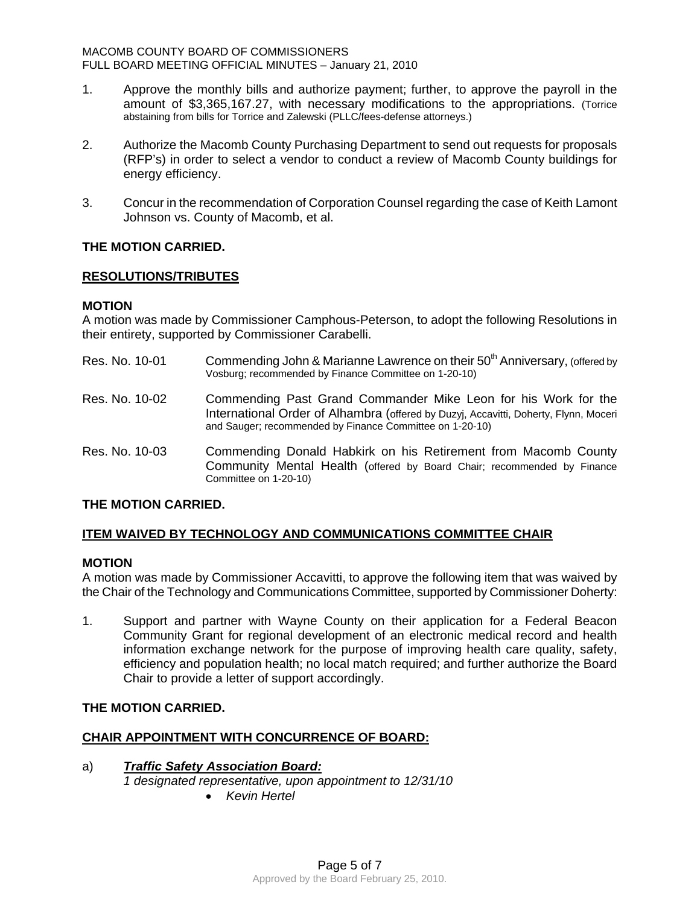1. Approve the monthly bills and authorize payment; further, to approve the payroll in the amount of $3,365,167.27, with necessary modifications to the appropriations. (Torrice abstaining from bills for Torrice and Zalewski (PLLC/fees-defense attorneys.)

2. Authorize the Macomb County Purchasing Department to send out requests for proposals (RFP's) in order to select a vendor to conduct a review of Macomb County buildings for energy efficiency.

3. Concur in the recommendation of Corporation Counsel regarding the case of Keith Lamont Johnson vs. County of Macomb, et al.

**THE MOTION CARRIED.**

**RESOLUTIONS/TRIBUTES**

**MOTION**

A motion was made by Commissioner Camphous-Peterson, to adopt the following Resolutions in their entirety, supported by Commissioner Carabelli.

Res. No. 10-01 Commending John & Marianne Lawrence on their 50th Anniversary, (offered by Vosburg; recommended by Finance Committee on 1-20-10)

Res. No. 10-02 Commending Past Grand Commander Mike Leon for his Work for the International Order of Alhambra (offered by Duzyj, Accavitti, Doherty, Flynn, Moceri and Sauger; recommended by Finance Committee on 1-20-10)

Res. No. 10-03 Commending Donald Habkirk on his Retirement from Macomb County Community Mental Health (offered by Board Chair; recommended by Finance Committee on 1-20-10)

**THE MOTION CARRIED.**

**ITEM WAIVED BY TECHNOLOGY AND COMMUNICATIONS COMMITTEE CHAIR**

**MOTION**

A motion was made by Commissioner Accavitti, to approve the following item that was waived by the Chair of the Technology and Communications Committee, supported by Commissioner Doherty:

1. Support and partner with Wayne County on their application for a Federal Beacon Community Grant for regional development of an electronic medical record and health information exchange network for the purpose of improving health care quality, safety, efficiency and population health; no local match required; and further authorize the Board Chair to provide a letter of support accordingly.

**THE MOTION CARRIED.**

**CHAIR APPOINTMENT WITH CONCURRENCE OF BOARD:**

a) ***Traffic Safety Association Board:***
*1 designated representative, upon appointment to 12/31/10*
- *Kevin Hertel*

Approved by the Board February 25, 2010.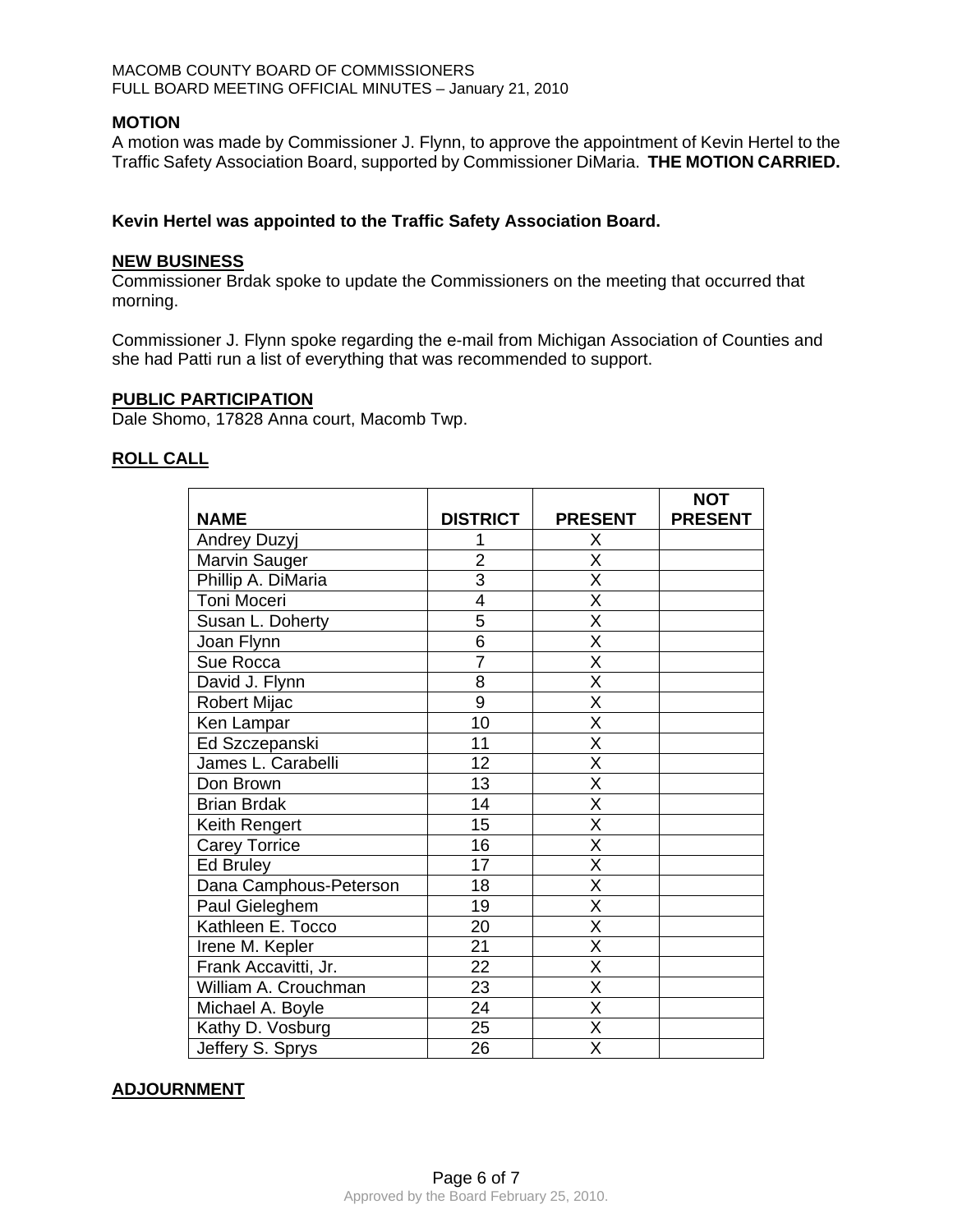### MOTION

A motion was made by Commissioner J. Flynn, to approve the appointment of Kevin Hertel to the Traffic Safety Association Board, supported by Commissioner DiMaria. **THE MOTION CARRIED.**

**Kevin Hertel was appointed to the Traffic Safety Association Board.**

## NEW BUSINESS

Commissioner Brdak spoke to update the Commissioners on the meeting that occurred that morning.

Commissioner J. Flynn spoke regarding the e-mail from Michigan Association of Counties and she had Patti run a list of everything that was recommended to support.

## PUBLIC PARTICIPATION

Dale Shomo, 17828 Anna court, Macomb Twp.

## ROLL CALL

| NAME | DISTRICT | PRESENT | NOT PRESENT |
|---|---|---|---|
| Andrey Duzyj | 1 | X | |
| Marvin Sauger | 2 | X | |
| Phillip A. DiMaria | 3 | X | |
| Toni Moceri | 4 | X | |
| Susan L. Doherty | 5 | X | |
| Joan Flynn | 6 | X | |
| Sue Rocca | 7 | X | |
| David J. Flynn | 8 | X | |
| Robert Mijac | 9 | X | |
| Ken Lampar | 10 | X | |
| Ed Szczepanski | 11 | X | |
| James L. Carabelli | 12 | X | |
| Don Brown | 13 | X | |
| Brian Brdak | 14 | X | |
| Keith Rengert | 15 | X | |
| Carey Torrice | 16 | X | |
| Ed Bruley | 17 | X | |
| Dana Camphous-Peterson | 18 | X | |
| Paul Gieleghem | 19 | X | |
| Kathleen E. Tocco | 20 | X | |
| Irene M. Kepler | 21 | X | |
| Frank Accavitti, Jr. | 22 | X | |
| William A. Crouchman | 23 | X | |
| Michael A. Boyle | 24 | X | |
| Kathy D. Vosburg | 25 | X | |
| Jeffery S. Sprys | 26 | X | |

## ADJOURNMENT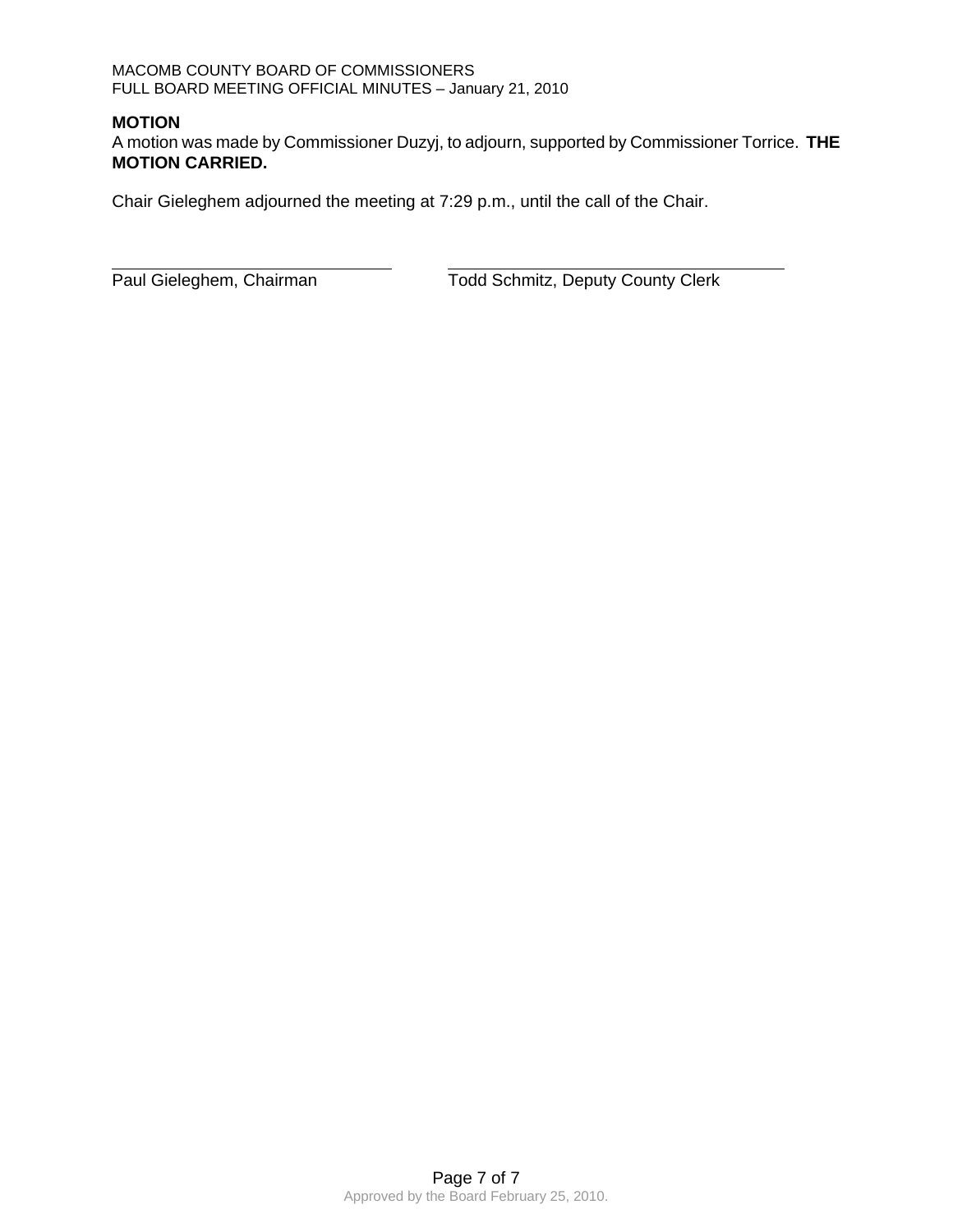**MOTION**
A motion was made by Commissioner Duzyj, to adjourn, supported by Commissioner Torrice. **THE MOTION CARRIED.**

Chair Gieleghem adjourned the meeting at 7:29 p.m., until the call of the Chair.

Paul Gieleghem, Chairman

Todd Schmitz, Deputy County Clerk

Approved by the Board February 25, 2010.